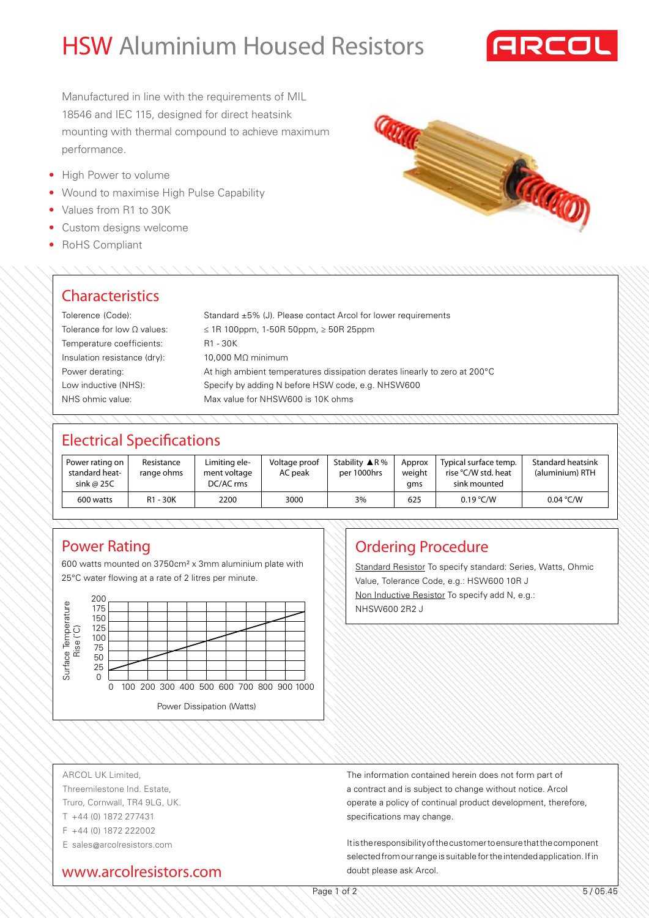# HSW Aluminium Housed Resistors

ARCOL

Manufactured in line with the requirements of MIL 18546 and IEC 115, designed for direct heatsink mounting with thermal compound to achieve maximum performance.

- High Power to volume
- Wound to maximise High Pulse Capability
- Values from R1 to 30K
- Custom designs welcome
- RoHS Compliant

## Characteristics

| | |
|---|---|
| Tolerence (Code): | Standard ±5% (J). Please contact Arcol for lower requirements |
| Tolerance for low Ω values: | ≤ 1R 100ppm, 1-50R 50ppm, ≥ 50R 25ppm |
| Temperature coefficients: | R1 - 30K |
| Insulation resistance (dry): | 10,000 MΩ minimum |
| Power derating: | At high ambient temperatures dissipation derates linearly to zero at 200°C |
| Low inductive (NHS): | Specify by adding N before HSW code, e.g. NHSW600 |
| NHS ohmic value: | Max value for NHSW600 is 10K ohms |

## Electrical Specifications

| Power rating on standard heat-sink @ 25C | Resistance range ohms | Limiting element voltage DC/AC rms | Voltage proof AC peak | Stability ▲R % per 1000hrs | Approx weight gms | Typical surface temp. rise °C/W std. heat sink mounted | Standard heatsink (aluminium) RTH |
|---|---|---|---|---|---|---|---|
| 600 watts | R1 - 30K | 2200 | 3000 | 3% | 625 | 0.19 °C/W | 0.04 °C/W |

## Power Rating

600 watts mounted on 3750cm² x 3mm aluminium plate with 25°C water flowing at a rate of 2 litres per minute.

Surface Temperature Rise (°C) vs Power Dissipation (Watts)

## Ordering Procedure

Standard Resistor To specify standard: Series, Watts, Ohmic Value, Tolerance Code, e.g.: HSW600 10R J

Non Inductive Resistor To specify add N, e.g.: NHSW600 2R2 J

ARCOL UK Limited,
Threemilestone Ind. Estate,
Truro, Cornwall, TR4 9LG, UK.
T +44 (0) 1872 277431
F +44 (0) 1872 222002
E sales@arcolresistors.com

www.arcolresistors.com

The information contained herein does not form part of a contract and is subject to change without notice. Arcol operate a policy of continual product development, therefore, specifications may change.

It is the responsibility of the customer to ensure that the component selected from our range is suitable for the intended application. If in doubt please ask Arcol.

5 / 05.45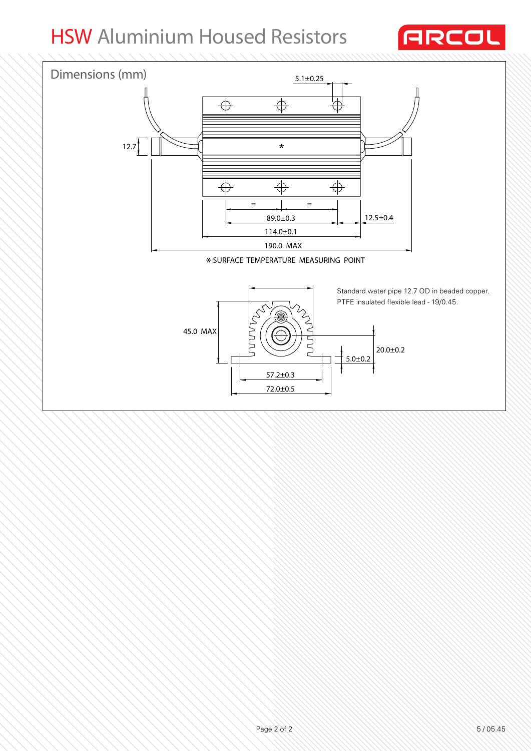# HSW Aluminium Housed Resistors

## Dimensions (mm)

5.1±0.25

12.7

89.0±0.3

12.5±0.4

114.0±0.1

190.0 MAX

* SURFACE TEMPERATURE MEASURING POINT

Standard water pipe 12.7 OD in beaded copper.
PTFE insulated flexible lead - 19/0.45.

45.0 MAX

20.0±0.2

5.0±0.2

57.2±0.3

72.0±0.5